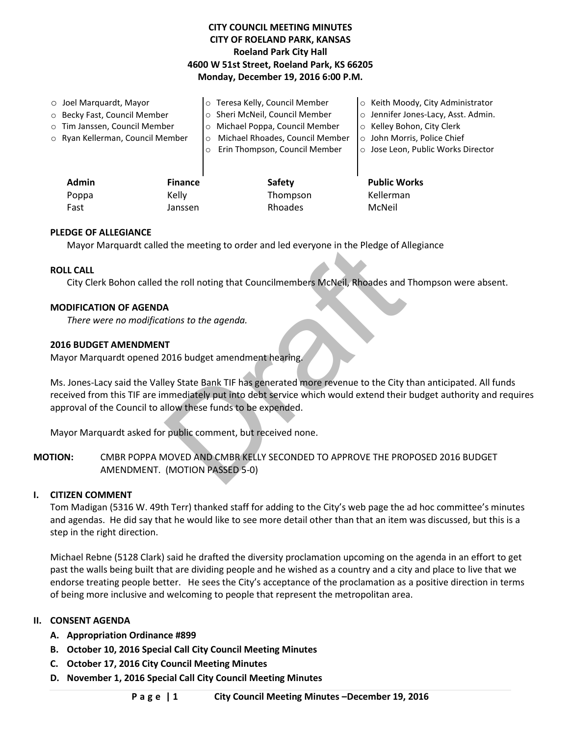**CITY COUNCIL MEETING MINUTES**
**CITY OF ROELAND PARK, KANSAS**
**Roeland Park City Hall**
**4600 W 51st Street, Roeland Park, KS 66205**
**Monday, December 19, 2016 6:00 P.M.**

- Joel Marquardt, Mayor
- Becky Fast, Council Member
- Tim Janssen, Council Member
- Ryan Kellerman, Council Member
- Teresa Kelly, Council Member
- Sheri McNeil, Council Member
- Michael Poppa, Council Member
- Michael Rhoades, Council Member
- Erin Thompson, Council Member
- Keith Moody, City Administrator
- Jennifer Jones-Lacy, Asst. Admin.
- Kelley Bohon, City Clerk
- John Morris, Police Chief
- Jose Leon, Public Works Director

| Admin | Finance | Safety | Public Works |
|---|---|---|---|
| Poppa | Kelly | Thompson | Kellerman |
| Fast | Janssen | Rhoades | McNeil |

**PLEDGE OF ALLEGIANCE**

Mayor Marquardt called the meeting to order and led everyone in the Pledge of Allegiance

**ROLL CALL**

City Clerk Bohon called the roll noting that Councilmembers McNeil, Rhoades and Thompson were absent.

**MODIFICATION OF AGENDA**

*There were no modifications to the agenda.*

**2016 BUDGET AMENDMENT**

Mayor Marquardt opened 2016 budget amendment hearing.

Ms. Jones-Lacy said the Valley State Bank TIF has generated more revenue to the City than anticipated. All funds received from this TIF are immediately put into debt service which would extend their budget authority and requires approval of the Council to allow these funds to be expended.

Mayor Marquardt asked for public comment, but received none.

**MOTION:** CMBR POPPA MOVED AND CMBR KELLY SECONDED TO APPROVE THE PROPOSED 2016 BUDGET AMENDMENT. (MOTION PASSED 5-0)

**I. CITIZEN COMMENT**

Tom Madigan (5316 W. 49th Terr) thanked staff for adding to the City's web page the ad hoc committee's minutes and agendas. He did say that he would like to see more detail other than that an item was discussed, but this is a step in the right direction.

Michael Rebne (5128 Clark) said he drafted the diversity proclamation upcoming on the agenda in an effort to get past the walls being built that are dividing people and he wished as a country and a city and place to live that we endorse treating people better. He sees the City's acceptance of the proclamation as a positive direction in terms of being more inclusive and welcoming to people that represent the metropolitan area.

**II. CONSENT AGENDA**

- **A. Appropriation Ordinance #899**
- **B. October 10, 2016 Special Call City Council Meeting Minutes**
- **C. October 17, 2016 City Council Meeting Minutes**
- **D. November 1, 2016 Special Call City Council Meeting Minutes**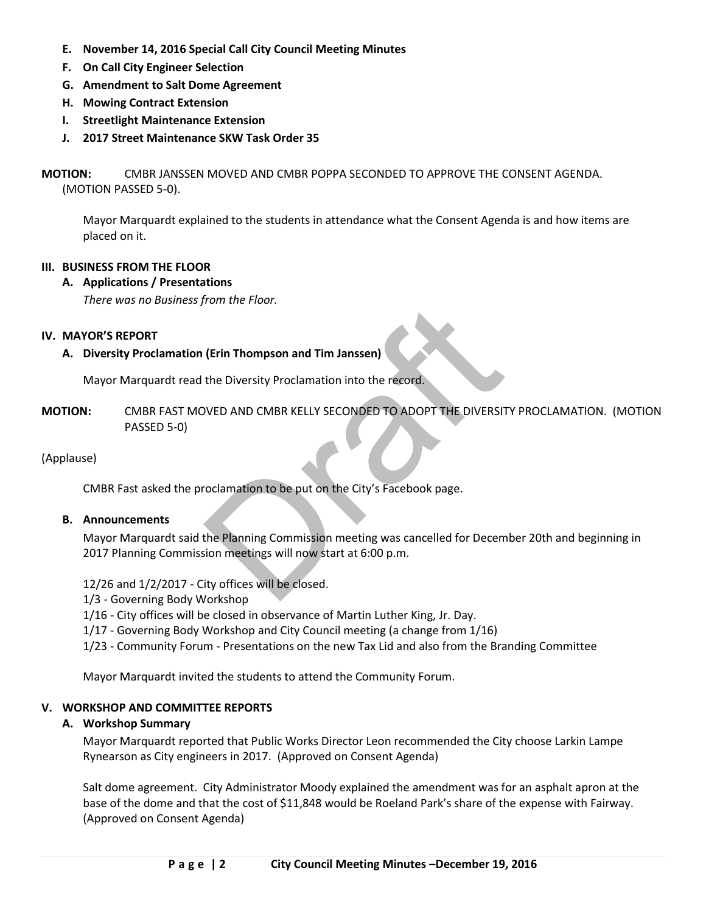- **E. November 14, 2016 Special Call City Council Meeting Minutes**
- **F. On Call City Engineer Selection**
- **G. Amendment to Salt Dome Agreement**
- **H. Mowing Contract Extension**
- **I. Streetlight Maintenance Extension**
- **J. 2017 Street Maintenance SKW Task Order 35**

**MOTION:** CMBR JANSSEN MOVED AND CMBR POPPA SECONDED TO APPROVE THE CONSENT AGENDA. (MOTION PASSED 5-0).

Mayor Marquardt explained to the students in attendance what the Consent Agenda is and how items are placed on it.

## III. BUSINESS FROM THE FLOOR

### A. Applications / Presentations

*There was no Business from the Floor.*

## IV. MAYOR'S REPORT

### A. Diversity Proclamation (Erin Thompson and Tim Janssen)

Mayor Marquardt read the Diversity Proclamation into the record.

**MOTION:** CMBR FAST MOVED AND CMBR KELLY SECONDED TO ADOPT THE DIVERSITY PROCLAMATION. (MOTION PASSED 5-0)

(Applause)

CMBR Fast asked the proclamation to be put on the City's Facebook page.

### B. Announcements

Mayor Marquardt said the Planning Commission meeting was cancelled for December 20th and beginning in 2017 Planning Commission meetings will now start at 6:00 p.m.

12/26 and 1/2/2017 - City offices will be closed.
1/3 - Governing Body Workshop
1/16 - City offices will be closed in observance of Martin Luther King, Jr. Day.
1/17 - Governing Body Workshop and City Council meeting (a change from 1/16)
1/23 - Community Forum - Presentations on the new Tax Lid and also from the Branding Committee

Mayor Marquardt invited the students to attend the Community Forum.

## V. WORKSHOP AND COMMITTEE REPORTS

### A. Workshop Summary

Mayor Marquardt reported that Public Works Director Leon recommended the City choose Larkin Lampe Rynearson as City engineers in 2017. (Approved on Consent Agenda)

Salt dome agreement. City Administrator Moody explained the amendment was for an asphalt apron at the base of the dome and that the cost of $11,848 would be Roeland Park's share of the expense with Fairway. (Approved on Consent Agenda)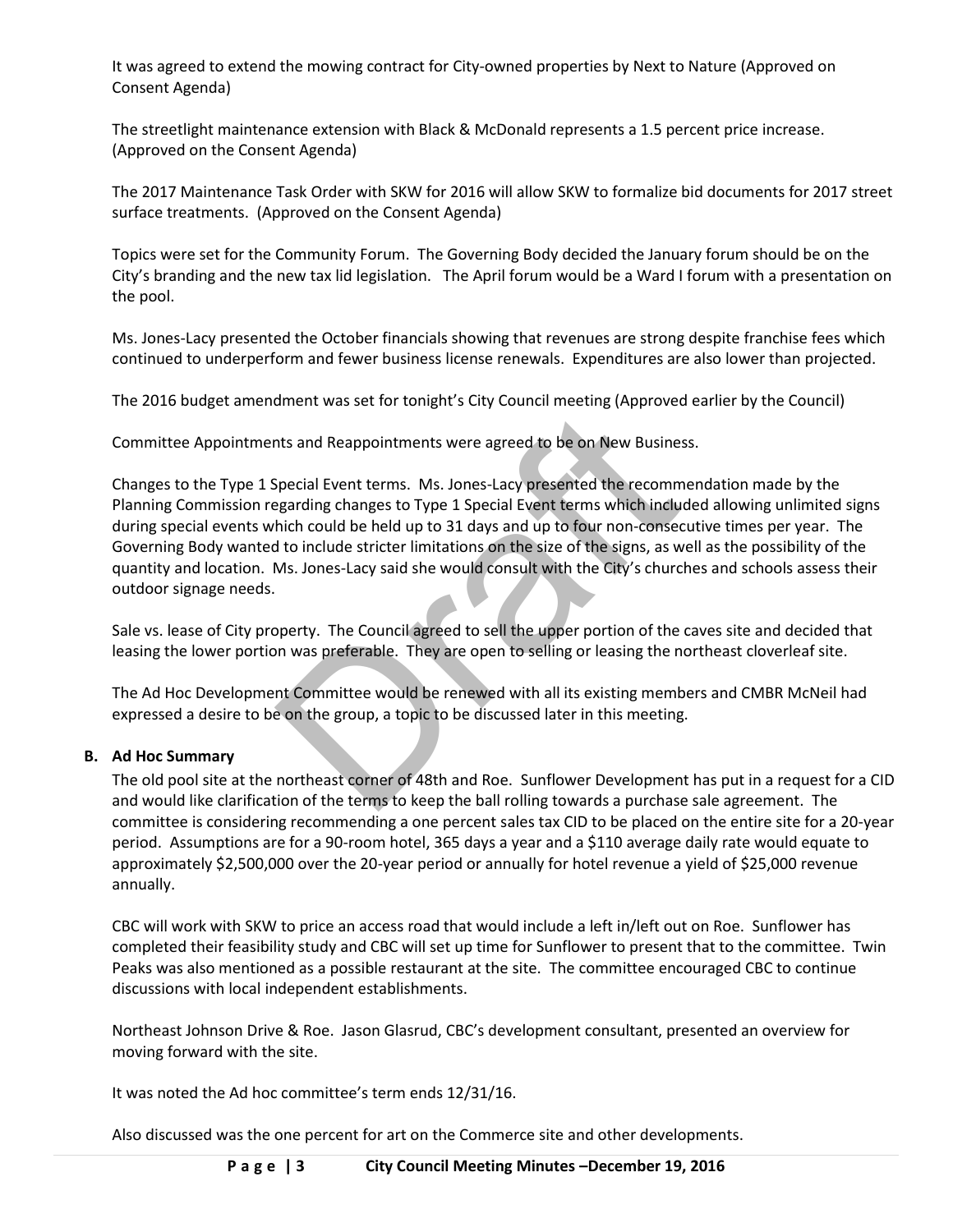It was agreed to extend the mowing contract for City-owned properties by Next to Nature (Approved on Consent Agenda)

The streetlight maintenance extension with Black & McDonald represents a 1.5 percent price increase. (Approved on the Consent Agenda)

The 2017 Maintenance Task Order with SKW for 2016 will allow SKW to formalize bid documents for 2017 street surface treatments. (Approved on the Consent Agenda)

Topics were set for the Community Forum. The Governing Body decided the January forum should be on the City's branding and the new tax lid legislation. The April forum would be a Ward I forum with a presentation on the pool.

Ms. Jones-Lacy presented the October financials showing that revenues are strong despite franchise fees which continued to underperform and fewer business license renewals. Expenditures are also lower than projected.

The 2016 budget amendment was set for tonight's City Council meeting (Approved earlier by the Council)

Committee Appointments and Reappointments were agreed to be on New Business.

Changes to the Type 1 Special Event terms. Ms. Jones-Lacy presented the recommendation made by the Planning Commission regarding changes to Type 1 Special Event terms which included allowing unlimited signs during special events which could be held up to 31 days and up to four non-consecutive times per year. The Governing Body wanted to include stricter limitations on the size of the signs, as well as the possibility of the quantity and location. Ms. Jones-Lacy said she would consult with the City's churches and schools assess their outdoor signage needs.

Sale vs. lease of City property. The Council agreed to sell the upper portion of the caves site and decided that leasing the lower portion was preferable. They are open to selling or leasing the northeast cloverleaf site.

The Ad Hoc Development Committee would be renewed with all its existing members and CMBR McNeil had expressed a desire to be on the group, a topic to be discussed later in this meeting.

**B. Ad Hoc Summary**

The old pool site at the northeast corner of 48th and Roe. Sunflower Development has put in a request for a CID and would like clarification of the terms to keep the ball rolling towards a purchase sale agreement. The committee is considering recommending a one percent sales tax CID to be placed on the entire site for a 20-year period. Assumptions are for a 90-room hotel, 365 days a year and a $110 average daily rate would equate to approximately $2,500,000 over the 20-year period or annually for hotel revenue a yield of $25,000 revenue annually.

CBC will work with SKW to price an access road that would include a left in/left out on Roe. Sunflower has completed their feasibility study and CBC will set up time for Sunflower to present that to the committee. Twin Peaks was also mentioned as a possible restaurant at the site. The committee encouraged CBC to continue discussions with local independent establishments.

Northeast Johnson Drive & Roe. Jason Glasrud, CBC's development consultant, presented an overview for moving forward with the site.

It was noted the Ad hoc committee's term ends 12/31/16.

Also discussed was the one percent for art on the Commerce site and other developments.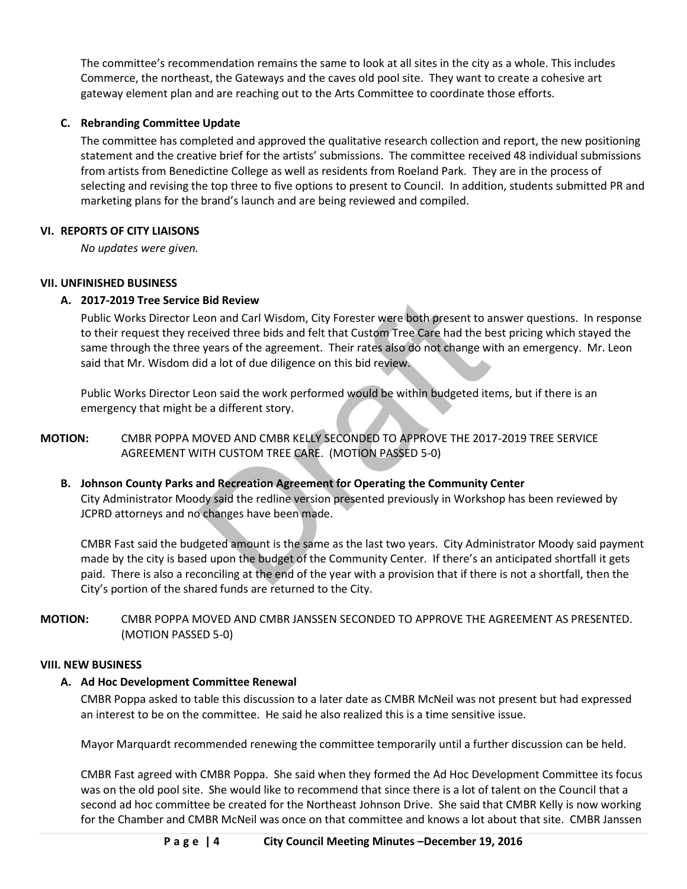The committee's recommendation remains the same to look at all sites in the city as a whole. This includes Commerce, the northeast, the Gateways and the caves old pool site. They want to create a cohesive art gateway element plan and are reaching out to the Arts Committee to coordinate those efforts.

### C. Rebranding Committee Update

The committee has completed and approved the qualitative research collection and report, the new positioning statement and the creative brief for the artists' submissions. The committee received 48 individual submissions from artists from Benedictine College as well as residents from Roeland Park. They are in the process of selecting and revising the top three to five options to present to Council. In addition, students submitted PR and marketing plans for the brand's launch and are being reviewed and compiled.

## VI. REPORTS OF CITY LIAISONS

*No updates were given.*

## VII. UNFINISHED BUSINESS

### A. 2017-2019 Tree Service Bid Review

Public Works Director Leon and Carl Wisdom, City Forester were both present to answer questions. In response to their request they received three bids and felt that Custom Tree Care had the best pricing which stayed the same through the three years of the agreement. Their rates also do not change with an emergency. Mr. Leon said that Mr. Wisdom did a lot of due diligence on this bid review.

Public Works Director Leon said the work performed would be within budgeted items, but if there is an emergency that might be a different story.

**MOTION:** CMBR POPPA MOVED AND CMBR KELLY SECONDED TO APPROVE THE 2017-2019 TREE SERVICE AGREEMENT WITH CUSTOM TREE CARE. (MOTION PASSED 5-0)

### B. Johnson County Parks and Recreation Agreement for Operating the Community Center

City Administrator Moody said the redline version presented previously in Workshop has been reviewed by JCPRD attorneys and no changes have been made.

CMBR Fast said the budgeted amount is the same as the last two years. City Administrator Moody said payment made by the city is based upon the budget of the Community Center. If there's an anticipated shortfall it gets paid. There is also a reconciling at the end of the year with a provision that if there is not a shortfall, then the City's portion of the shared funds are returned to the City.

**MOTION:** CMBR POPPA MOVED AND CMBR JANSSEN SECONDED TO APPROVE THE AGREEMENT AS PRESENTED. (MOTION PASSED 5-0)

## VIII. NEW BUSINESS

### A. Ad Hoc Development Committee Renewal

CMBR Poppa asked to table this discussion to a later date as CMBR McNeil was not present but had expressed an interest to be on the committee. He said he also realized this is a time sensitive issue.

Mayor Marquardt recommended renewing the committee temporarily until a further discussion can be held.

CMBR Fast agreed with CMBR Poppa. She said when they formed the Ad Hoc Development Committee its focus was on the old pool site. She would like to recommend that since there is a lot of talent on the Council that a second ad hoc committee be created for the Northeast Johnson Drive. She said that CMBR Kelly is now working for the Chamber and CMBR McNeil was once on that committee and knows a lot about that site. CMBR Janssen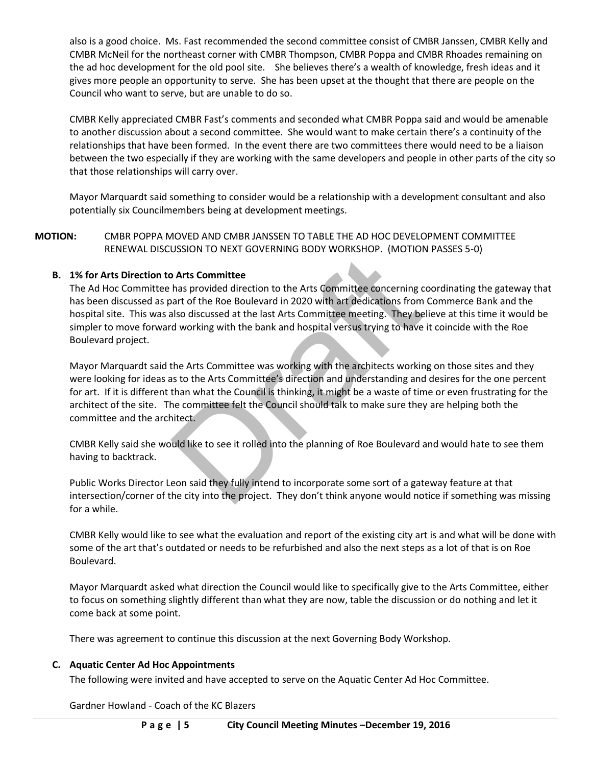also is a good choice. Ms. Fast recommended the second committee consist of CMBR Janssen, CMBR Kelly and CMBR McNeil for the northeast corner with CMBR Thompson, CMBR Poppa and CMBR Rhoades remaining on the ad hoc development for the old pool site. She believes there's a wealth of knowledge, fresh ideas and it gives more people an opportunity to serve. She has been upset at the thought that there are people on the Council who want to serve, but are unable to do so.

CMBR Kelly appreciated CMBR Fast's comments and seconded what CMBR Poppa said and would be amenable to another discussion about a second committee. She would want to make certain there's a continuity of the relationships that have been formed. In the event there are two committees there would need to be a liaison between the two especially if they are working with the same developers and people in other parts of the city so that those relationships will carry over.

Mayor Marquardt said something to consider would be a relationship with a development consultant and also potentially six Councilmembers being at development meetings.

**MOTION:** CMBR POPPA MOVED AND CMBR JANSSEN TO TABLE THE AD HOC DEVELOPMENT COMMITTEE RENEWAL DISCUSSION TO NEXT GOVERNING BODY WORKSHOP. (MOTION PASSES 5-0)

**B. 1% for Arts Direction to Arts Committee**

The Ad Hoc Committee has provided direction to the Arts Committee concerning coordinating the gateway that has been discussed as part of the Roe Boulevard in 2020 with art dedications from Commerce Bank and the hospital site. This was also discussed at the last Arts Committee meeting. They believe at this time it would be simpler to move forward working with the bank and hospital versus trying to have it coincide with the Roe Boulevard project.

Mayor Marquardt said the Arts Committee was working with the architects working on those sites and they were looking for ideas as to the Arts Committee's direction and understanding and desires for the one percent for art. If it is different than what the Council is thinking, it might be a waste of time or even frustrating for the architect of the site. The committee felt the Council should talk to make sure they are helping both the committee and the architect.

CMBR Kelly said she would like to see it rolled into the planning of Roe Boulevard and would hate to see them having to backtrack.

Public Works Director Leon said they fully intend to incorporate some sort of a gateway feature at that intersection/corner of the city into the project. They don't think anyone would notice if something was missing for a while.

CMBR Kelly would like to see what the evaluation and report of the existing city art is and what will be done with some of the art that's outdated or needs to be refurbished and also the next steps as a lot of that is on Roe Boulevard.

Mayor Marquardt asked what direction the Council would like to specifically give to the Arts Committee, either to focus on something slightly different than what they are now, table the discussion or do nothing and let it come back at some point.

There was agreement to continue this discussion at the next Governing Body Workshop.

**C. Aquatic Center Ad Hoc Appointments**

The following were invited and have accepted to serve on the Aquatic Center Ad Hoc Committee.

Gardner Howland - Coach of the KC Blazers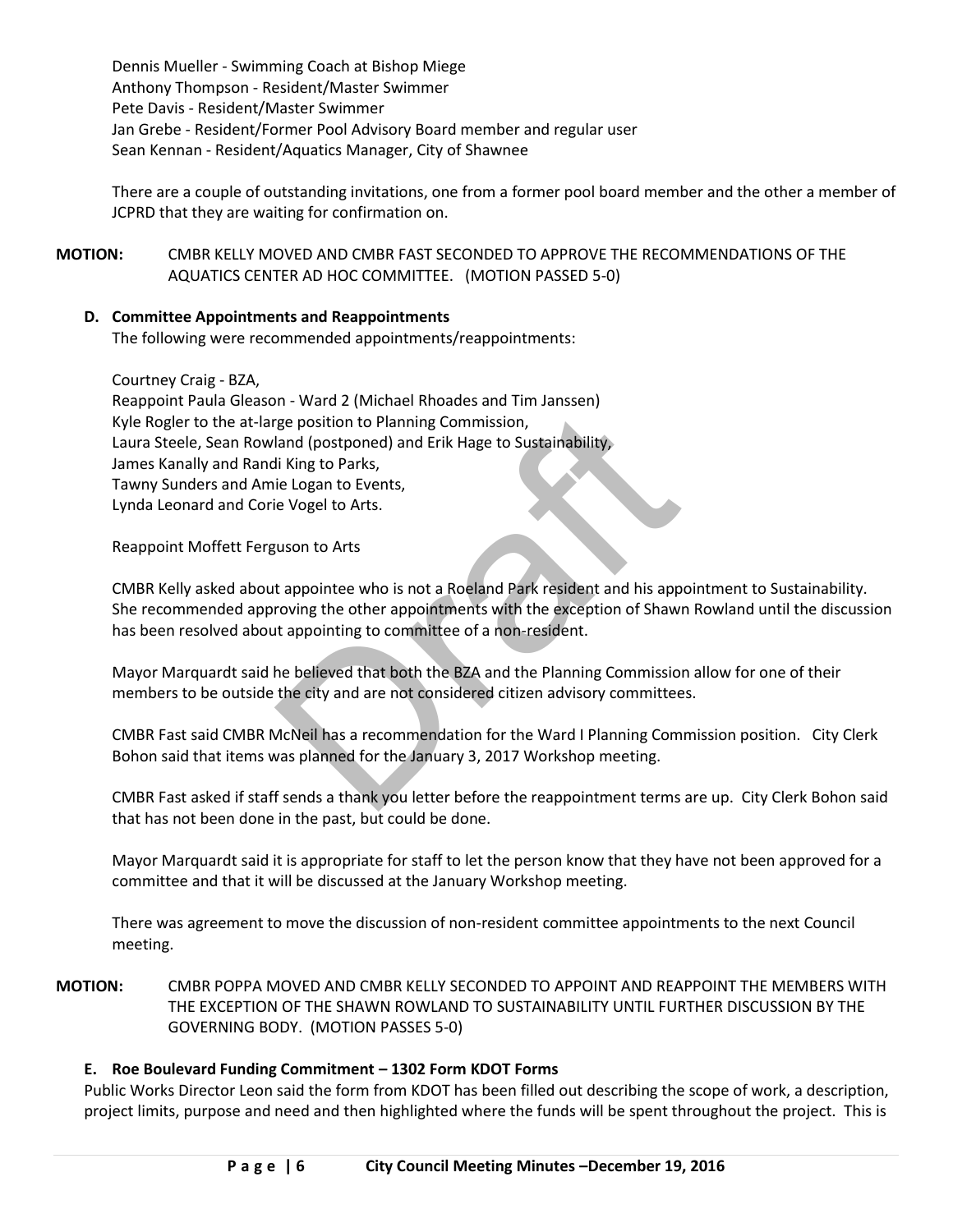Dennis Mueller - Swimming Coach at Bishop Miege
Anthony Thompson - Resident/Master Swimmer
Pete Davis - Resident/Master Swimmer
Jan Grebe - Resident/Former Pool Advisory Board member and regular user
Sean Kennan - Resident/Aquatics Manager, City of Shawnee

There are a couple of outstanding invitations, one from a former pool board member and the other a member of JCPRD that they are waiting for confirmation on.

**MOTION:** CMBR KELLY MOVED AND CMBR FAST SECONDED TO APPROVE THE RECOMMENDATIONS OF THE AQUATICS CENTER AD HOC COMMITTEE. (MOTION PASSED 5-0)

**D. Committee Appointments and Reappointments**

The following were recommended appointments/reappointments:

Courtney Craig - BZA,
Reappoint Paula Gleason - Ward 2 (Michael Rhoades and Tim Janssen)
Kyle Rogler to the at-large position to Planning Commission,
Laura Steele, Sean Rowland (postponed) and Erik Hage to Sustainability,
James Kanally and Randi King to Parks,
Tawny Sunders and Amie Logan to Events,
Lynda Leonard and Corie Vogel to Arts.

Reappoint Moffett Ferguson to Arts

CMBR Kelly asked about appointee who is not a Roeland Park resident and his appointment to Sustainability. She recommended approving the other appointments with the exception of Shawn Rowland until the discussion has been resolved about appointing to committee of a non-resident.

Mayor Marquardt said he believed that both the BZA and the Planning Commission allow for one of their members to be outside the city and are not considered citizen advisory committees.

CMBR Fast said CMBR McNeil has a recommendation for the Ward I Planning Commission position. City Clerk Bohon said that items was planned for the January 3, 2017 Workshop meeting.

CMBR Fast asked if staff sends a thank you letter before the reappointment terms are up. City Clerk Bohon said that has not been done in the past, but could be done.

Mayor Marquardt said it is appropriate for staff to let the person know that they have not been approved for a committee and that it will be discussed at the January Workshop meeting.

There was agreement to move the discussion of non-resident committee appointments to the next Council meeting.

**MOTION:** CMBR POPPA MOVED AND CMBR KELLY SECONDED TO APPOINT AND REAPPOINT THE MEMBERS WITH THE EXCEPTION OF THE SHAWN ROWLAND TO SUSTAINABILITY UNTIL FURTHER DISCUSSION BY THE GOVERNING BODY. (MOTION PASSES 5-0)

**E. Roe Boulevard Funding Commitment – 1302 Form KDOT Forms**

Public Works Director Leon said the form from KDOT has been filled out describing the scope of work, a description, project limits, purpose and need and then highlighted where the funds will be spent throughout the project. This is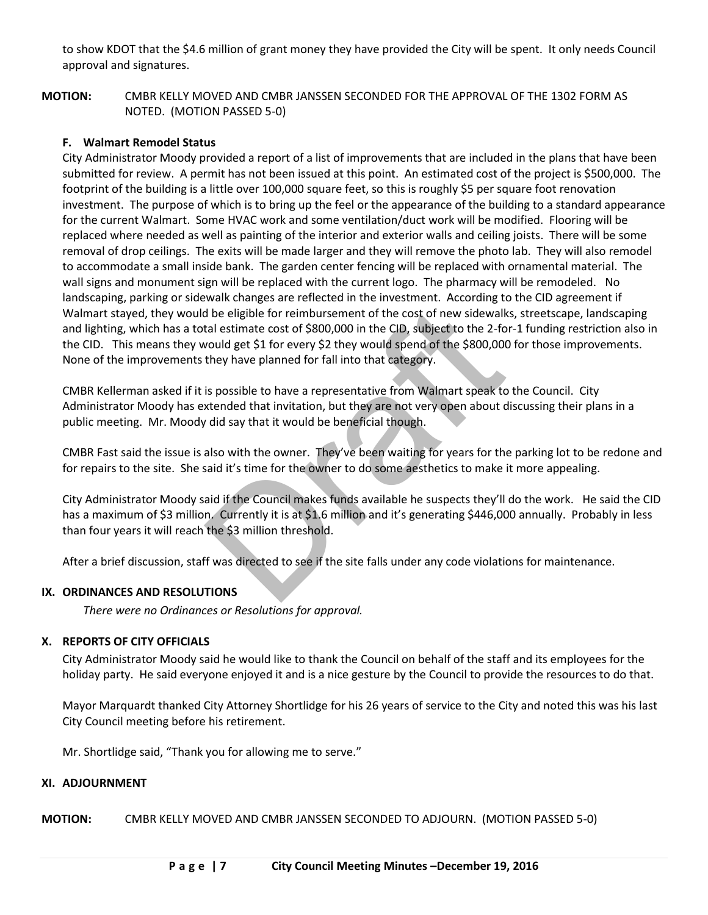to show KDOT that the $4.6 million of grant money they have provided the City will be spent. It only needs Council approval and signatures.

**MOTION:** CMBR KELLY MOVED AND CMBR JANSSEN SECONDED FOR THE APPROVAL OF THE 1302 FORM AS NOTED. (MOTION PASSED 5-0)

**F. Walmart Remodel Status**

City Administrator Moody provided a report of a list of improvements that are included in the plans that have been submitted for review. A permit has not been issued at this point. An estimated cost of the project is $500,000. The footprint of the building is a little over 100,000 square feet, so this is roughly $5 per square foot renovation investment. The purpose of which is to bring up the feel or the appearance of the building to a standard appearance for the current Walmart. Some HVAC work and some ventilation/duct work will be modified. Flooring will be replaced where needed as well as painting of the interior and exterior walls and ceiling joists. There will be some removal of drop ceilings. The exits will be made larger and they will remove the photo lab. They will also remodel to accommodate a small inside bank. The garden center fencing will be replaced with ornamental material. The wall signs and monument sign will be replaced with the current logo. The pharmacy will be remodeled. No landscaping, parking or sidewalk changes are reflected in the investment. According to the CID agreement if Walmart stayed, they would be eligible for reimbursement of the cost of new sidewalks, streetscape, landscaping and lighting, which has a total estimate cost of $800,000 in the CID, subject to the 2-for-1 funding restriction also in the CID. This means they would get $1 for every $2 they would spend of the $800,000 for those improvements. None of the improvements they have planned for fall into that category.

CMBR Kellerman asked if it is possible to have a representative from Walmart speak to the Council. City Administrator Moody has extended that invitation, but they are not very open about discussing their plans in a public meeting. Mr. Moody did say that it would be beneficial though.

CMBR Fast said the issue is also with the owner. They've been waiting for years for the parking lot to be redone and for repairs to the site. She said it's time for the owner to do some aesthetics to make it more appealing.

City Administrator Moody said if the Council makes funds available he suspects they'll do the work. He said the CID has a maximum of $3 million. Currently it is at $1.6 million and it's generating $446,000 annually. Probably in less than four years it will reach the $3 million threshold.

After a brief discussion, staff was directed to see if the site falls under any code violations for maintenance.

## IX. ORDINANCES AND RESOLUTIONS

*There were no Ordinances or Resolutions for approval.*

## X. REPORTS OF CITY OFFICIALS

City Administrator Moody said he would like to thank the Council on behalf of the staff and its employees for the holiday party. He said everyone enjoyed it and is a nice gesture by the Council to provide the resources to do that.

Mayor Marquardt thanked City Attorney Shortlidge for his 26 years of service to the City and noted this was his last City Council meeting before his retirement.

Mr. Shortlidge said, "Thank you for allowing me to serve."

## XI. ADJOURNMENT

**MOTION:** CMBR KELLY MOVED AND CMBR JANSSEN SECONDED TO ADJOURN. (MOTION PASSED 5-0)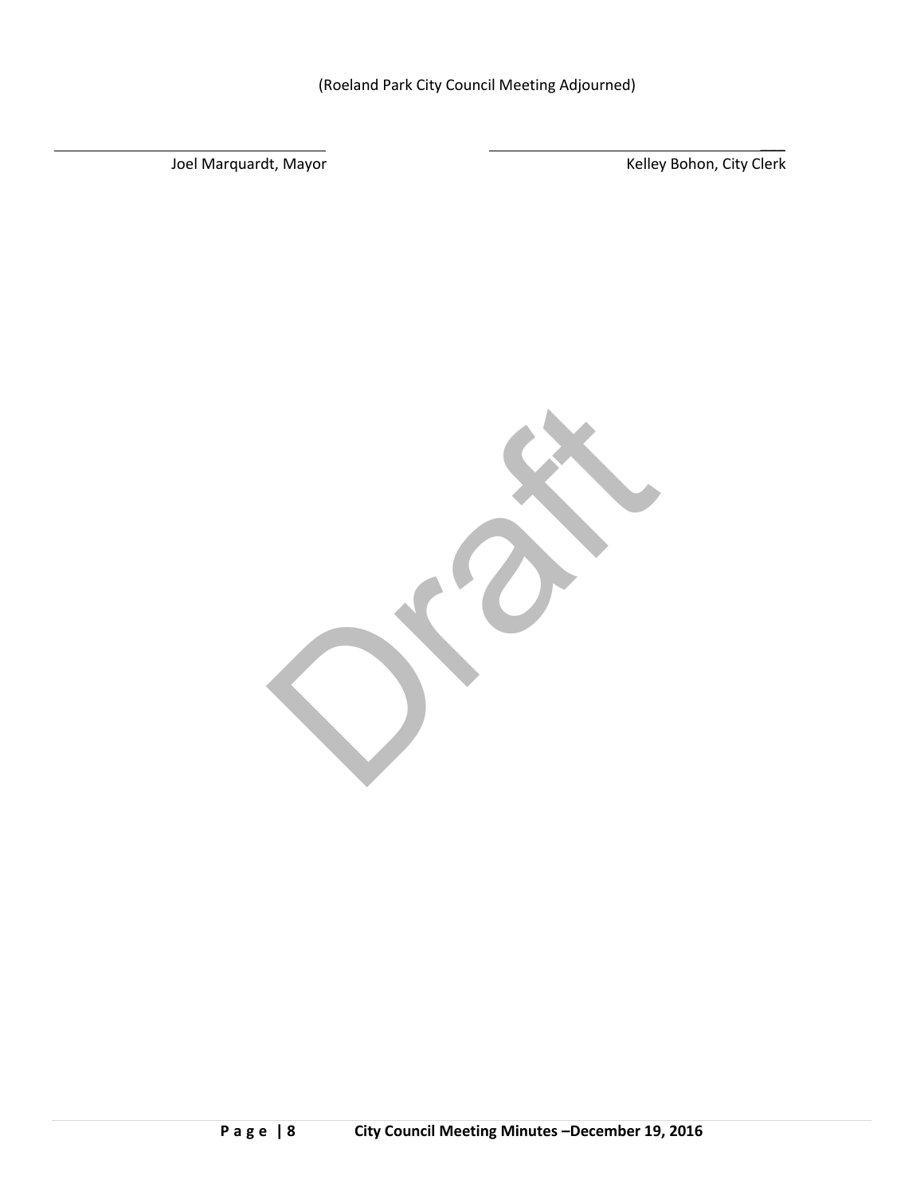(Roeland Park City Council Meeting Adjourned)

\_\_\_\_\_\_\_\_\_\_\_\_\_\_\_\_\_\_\_\_\_\_\_\_\_\_\_\_\_\_\_\_\_\_\_\_ \_\_\_\_\_\_\_\_\_\_\_\_\_\_\_\_\_\_\_\_\_\_\_\_\_\_\_\_\_\_\_\_\_\_\_\_\_\_\_

Joel Marquardt, Mayor Kelley Bohon, City Clerk

Draft